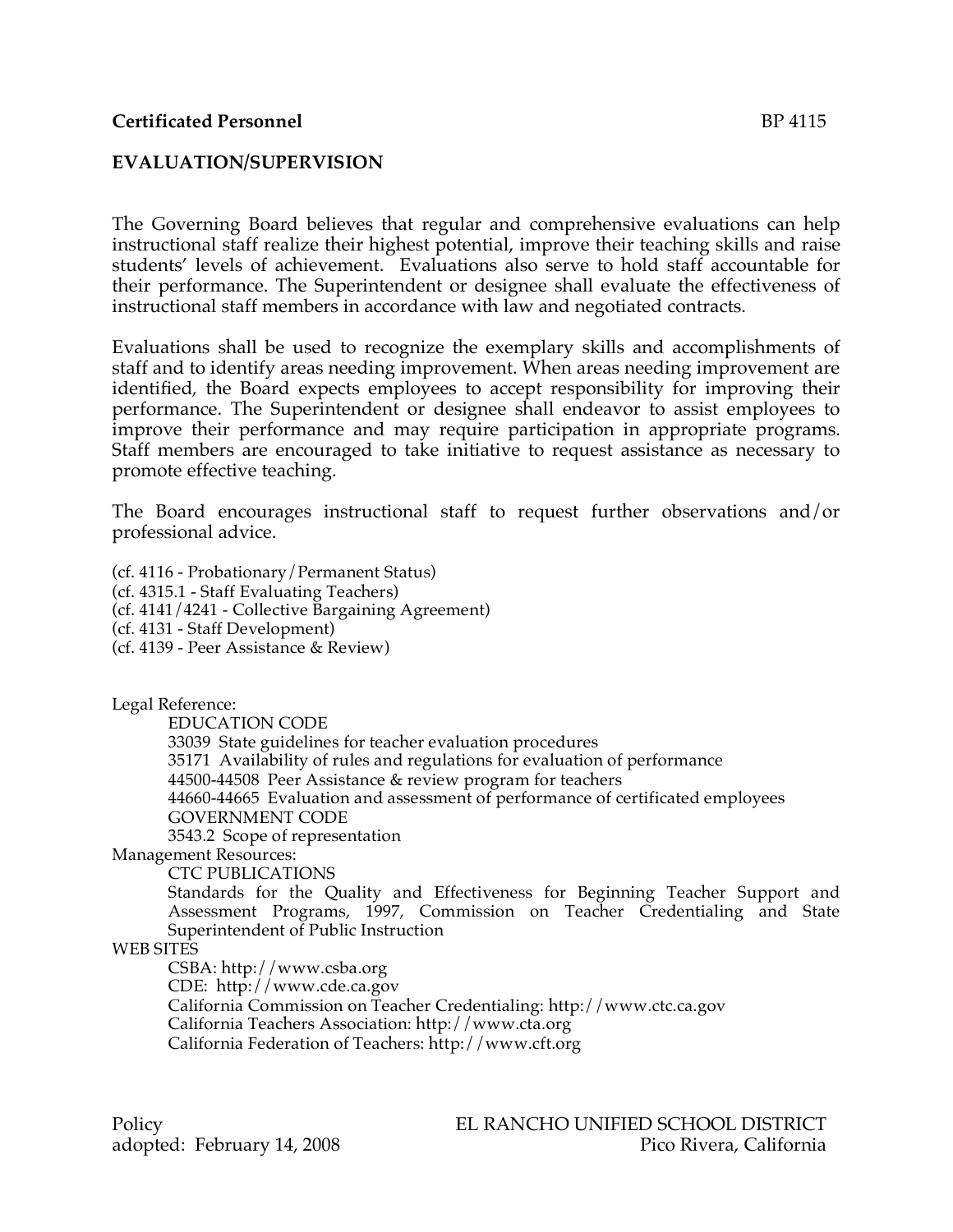**Certificated Personnel** BP 4115

# EVALUATION/SUPERVISION

The Governing Board believes that regular and comprehensive evaluations can help instructional staff realize their highest potential, improve their teaching skills and raise students' levels of achievement. Evaluations also serve to hold staff accountable for their performance. The Superintendent or designee shall evaluate the effectiveness of instructional staff members in accordance with law and negotiated contracts.

Evaluations shall be used to recognize the exemplary skills and accomplishments of staff and to identify areas needing improvement. When areas needing improvement are identified, the Board expects employees to accept responsibility for improving their performance. The Superintendent or designee shall endeavor to assist employees to improve their performance and may require participation in appropriate programs. Staff members are encouraged to take initiative to request assistance as necessary to promote effective teaching.

The Board encourages instructional staff to request further observations and/or professional advice.

(cf. 4116 - Probationary/Permanent Status)
(cf. 4315.1 - Staff Evaluating Teachers)
(cf. 4141/4241 - Collective Bargaining Agreement)
(cf. 4131 - Staff Development)
(cf. 4139 - Peer Assistance & Review)

Legal Reference:

EDUCATION CODE
33039 State guidelines for teacher evaluation procedures
35171 Availability of rules and regulations for evaluation of performance
44500-44508 Peer Assistance & review program for teachers
44660-44665 Evaluation and assessment of performance of certificated employees
GOVERNMENT CODE
3543.2 Scope of representation

Management Resources:

CTC PUBLICATIONS
Standards for the Quality and Effectiveness for Beginning Teacher Support and Assessment Programs, 1997, Commission on Teacher Credentialing and State Superintendent of Public Instruction

WEB SITES

CSBA: http://www.csba.org
CDE: http://www.cde.ca.gov
California Commission on Teacher Credentialing: http://www.ctc.ca.gov
California Teachers Association: http://www.cta.org
California Federation of Teachers: http://www.cft.org

Policy
adopted: February 14, 2008

EL RANCHO UNIFIED SCHOOL DISTRICT
Pico Rivera, California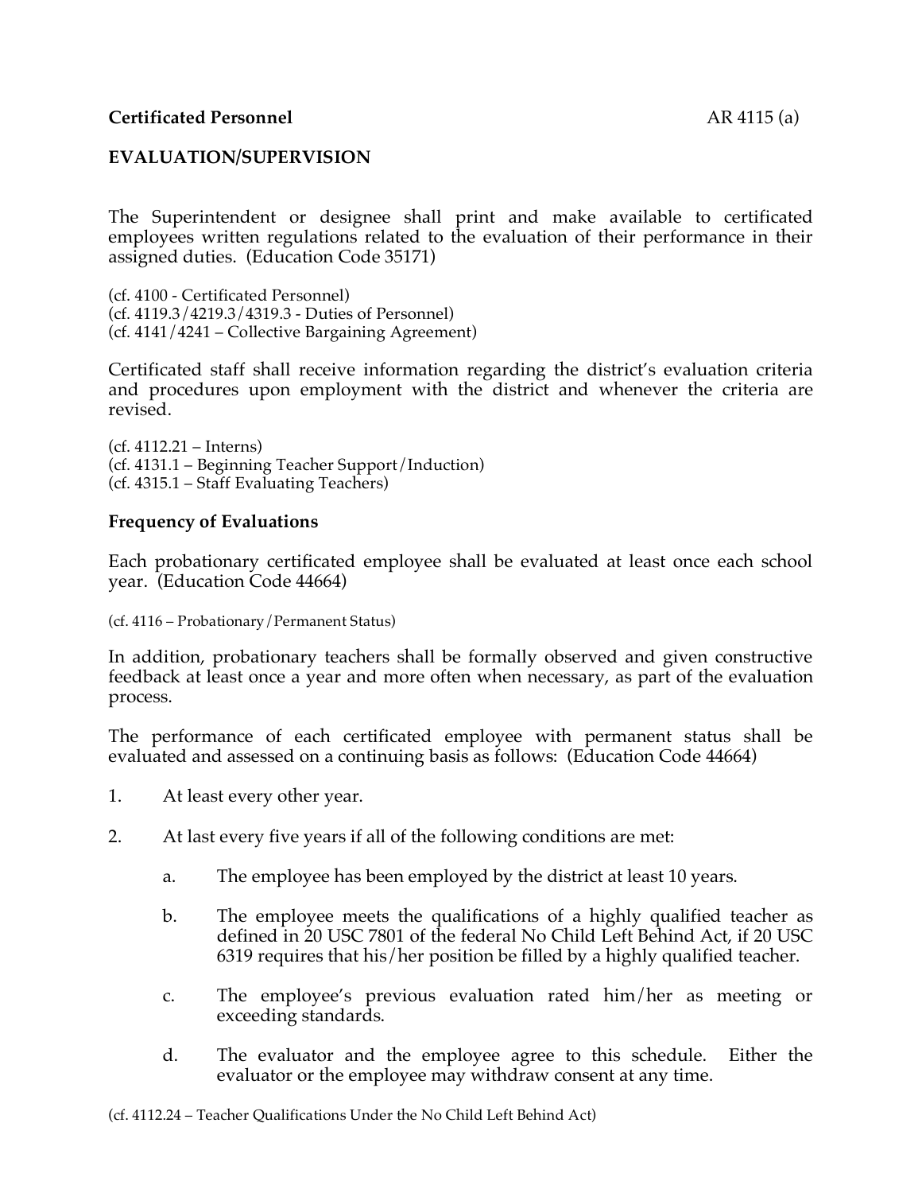**Certificated Personnel** AR 4115 (a)

**EVALUATION/SUPERVISION**

The Superintendent or designee shall print and make available to certificated employees written regulations related to the evaluation of their performance in their assigned duties. (Education Code 35171)

(cf. 4100 - Certificated Personnel)
(cf. 4119.3/4219.3/4319.3 - Duties of Personnel)
(cf. 4141/4241 – Collective Bargaining Agreement)

Certificated staff shall receive information regarding the district's evaluation criteria and procedures upon employment with the district and whenever the criteria are revised.

(cf. 4112.21 – Interns)
(cf. 4131.1 – Beginning Teacher Support/Induction)
(cf. 4315.1 – Staff Evaluating Teachers)

**Frequency of Evaluations**

Each probationary certificated employee shall be evaluated at least once each school year. (Education Code 44664)

(cf. 4116 – Probationary/Permanent Status)

In addition, probationary teachers shall be formally observed and given constructive feedback at least once a year and more often when necessary, as part of the evaluation process.

The performance of each certificated employee with permanent status shall be evaluated and assessed on a continuing basis as follows: (Education Code 44664)

1. At least every other year.

2. At last every five years if all of the following conditions are met:

   a. The employee has been employed by the district at least 10 years.

   b. The employee meets the qualifications of a highly qualified teacher as defined in 20 USC 7801 of the federal No Child Left Behind Act, if 20 USC 6319 requires that his/her position be filled by a highly qualified teacher.

   c. The employee's previous evaluation rated him/her as meeting or exceeding standards.

   d. The evaluator and the employee agree to this schedule. Either the evaluator or the employee may withdraw consent at any time.

(cf. 4112.24 – Teacher Qualifications Under the No Child Left Behind Act)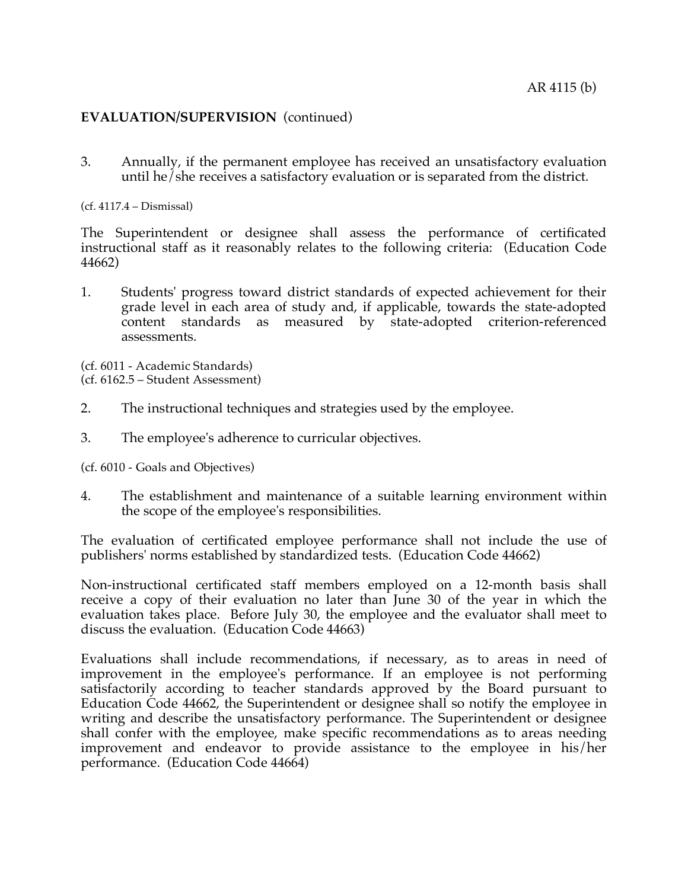## EVALUATION/SUPERVISION (continued)

3. Annually, if the permanent employee has received an unsatisfactory evaluation until he/she receives a satisfactory evaluation or is separated from the district.

(cf. 4117.4 – Dismissal)

The Superintendent or designee shall assess the performance of certificated instructional staff as it reasonably relates to the following criteria: (Education Code 44662)

1. Students' progress toward district standards of expected achievement for their grade level in each area of study and, if applicable, towards the state-adopted content standards as measured by state-adopted criterion-referenced assessments.

(cf. 6011 - Academic Standards)
(cf. 6162.5 – Student Assessment)

2. The instructional techniques and strategies used by the employee.

3. The employee's adherence to curricular objectives.

(cf. 6010 - Goals and Objectives)

4. The establishment and maintenance of a suitable learning environment within the scope of the employee's responsibilities.

The evaluation of certificated employee performance shall not include the use of publishers' norms established by standardized tests. (Education Code 44662)

Non-instructional certificated staff members employed on a 12-month basis shall receive a copy of their evaluation no later than June 30 of the year in which the evaluation takes place. Before July 30, the employee and the evaluator shall meet to discuss the evaluation. (Education Code 44663)

Evaluations shall include recommendations, if necessary, as to areas in need of improvement in the employee's performance. If an employee is not performing satisfactorily according to teacher standards approved by the Board pursuant to Education Code 44662, the Superintendent or designee shall so notify the employee in writing and describe the unsatisfactory performance. The Superintendent or designee shall confer with the employee, make specific recommendations as to areas needing improvement and endeavor to provide assistance to the employee in his/her performance. (Education Code 44664)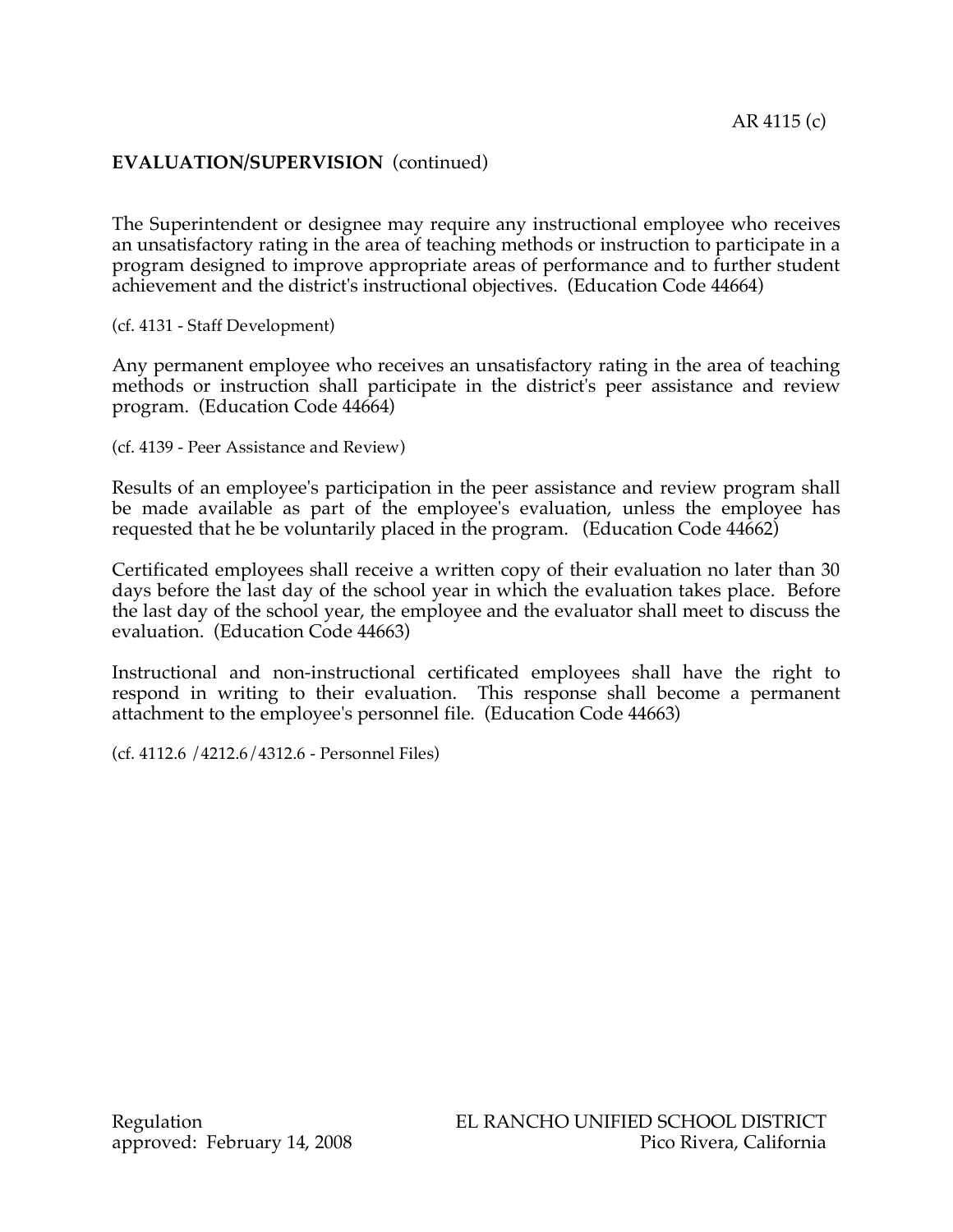**EVALUATION/SUPERVISION** (continued)

The Superintendent or designee may require any instructional employee who receives an unsatisfactory rating in the area of teaching methods or instruction to participate in a program designed to improve appropriate areas of performance and to further student achievement and the district's instructional objectives. (Education Code 44664)

(cf. 4131 - Staff Development)

Any permanent employee who receives an unsatisfactory rating in the area of teaching methods or instruction shall participate in the district's peer assistance and review program. (Education Code 44664)

(cf. 4139 - Peer Assistance and Review)

Results of an employee's participation in the peer assistance and review program shall be made available as part of the employee's evaluation, unless the employee has requested that he be voluntarily placed in the program. (Education Code 44662)

Certificated employees shall receive a written copy of their evaluation no later than 30 days before the last day of the school year in which the evaluation takes place. Before the last day of the school year, the employee and the evaluator shall meet to discuss the evaluation. (Education Code 44663)

Instructional and non-instructional certificated employees shall have the right to respond in writing to their evaluation. This response shall become a permanent attachment to the employee's personnel file. (Education Code 44663)

(cf. 4112.6 /4212.6/4312.6 - Personnel Files)

Regulation
approved: February 14, 2008

EL RANCHO UNIFIED SCHOOL DISTRICT
Pico Rivera, California